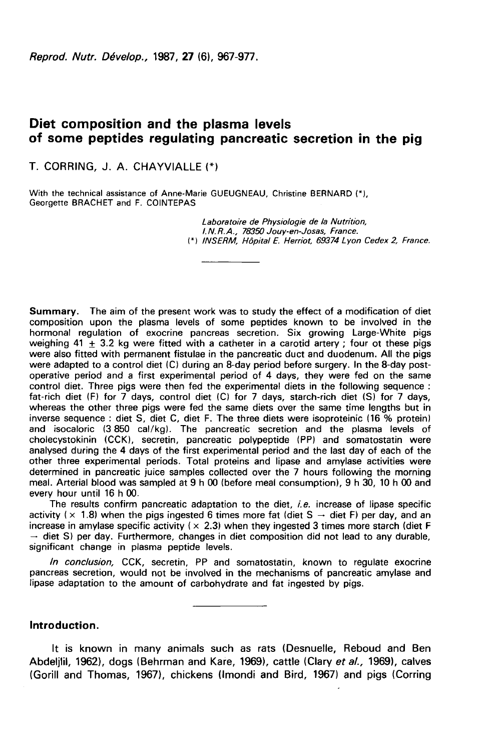# Diet composition and the plasma levels of some peptides regulating pancreatic secretion in the pig

T. CORRING, J. A. CHAYVIALLE (*)

With the technical assistance of Anne-Marie GUEUGNEAU, Christine BERNARD (*), Georgette BRACHET and F. COINTEPAS

*Laboratoire de Physiologie de la Nutrition, I.N.R.A., 78350 Jouy-en-Josas, France.*
*(*) INSERM, Hôpital E. Herriot, 69374 Lyon Cedex 2, France.*

---

**Summary.** The aim of the present work was to study the effect of a modification of diet composition upon the plasma levels of some peptides known to be involved in the hormonal regulation of exocrine pancreas secretion. Six growing Large-White pigs weighing 41 ± 3.2 kg were fitted with a catheter in a carotid artery ; four ot these pigs were also fitted with permanent fistulae in the pancreatic duct and duodenum. All the pigs were adapted to a control diet (C) during an 8-day period before surgery. In the 8-day post-operative period and a first experimental period of 4 days, they were fed on the same control diet. Three pigs were then fed the experimental diets in the following sequence : fat-rich diet (F) for 7 days, control diet (C) for 7 days, starch-rich diet (S) for 7 days, whereas the other three pigs were fed the same diets over the same time lengths but in inverse sequence : diet S, diet C, diet F. The three diets were isoproteinic (16 % protein) and isocaloric (3 850 cal/kg). The pancreatic secretion and the plasma levels of cholecystokinin (CCK), secretin, pancreatic polypeptide (PP) and somatostatin were analysed during the 4 days of the first experimental period and the last day of each of the other three experimental periods. Total proteins and lipase and amylase activities were determined in pancreatic juice samples collected over the 7 hours following the morning meal. Arterial blood was sampled at 9 h 00 (before meal consumption), 9 h 30, 10 h 00 and every hour until 16 h 00.

The results confirm pancreatic adaptation to the diet, *i.e.* increase of lipase specific activity (× 1.8) when the pigs ingested 6 times more fat (diet S → diet F) per day, and an increase in amylase specific activity (× 2.3) when they ingested 3 times more starch (diet F → diet S) per day. Furthermore, changes in diet composition did not lead to any durable, significant change in plasma peptide levels.

*In conclusion,* CCK, secretin, PP and somatostatin, known to regulate exocrine pancreas secretion, would not be involved in the mechanisms of pancreatic amylase and lipase adaptation to the amount of carbohydrate and fat ingested by pigs.

---

## Introduction.

It is known in many animals such as rats (Desnuelle, Reboud and Ben Abdeljlil, 1962), dogs (Behrman and Kare, 1969), cattle (Clary *et al.,* 1969), calves (Gorill and Thomas, 1967), chickens (Imondi and Bird, 1967) and pigs (Corring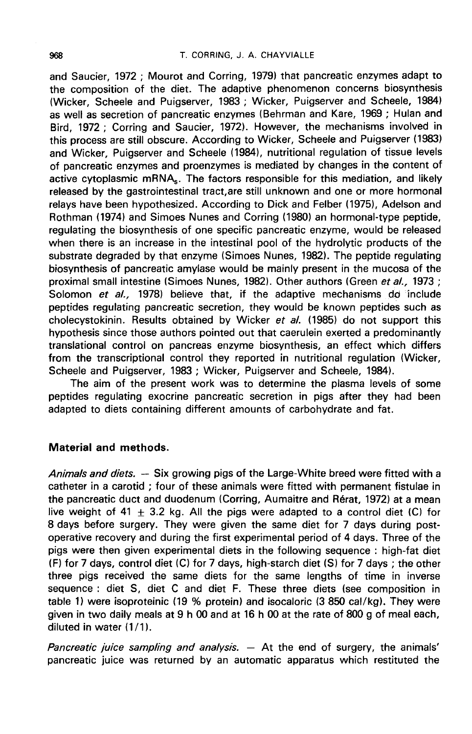and Saucier, 1972 ; Mourot and Corring, 1979) that pancreatic enzymes adapt to the composition of the diet. The adaptive phenomenon concerns biosynthesis (Wicker, Scheele and Puigserver, 1983 ; Wicker, Puigserver and Scheele, 1984) as well as secretion of pancreatic enzymes (Behrman and Kare, 1969 ; Hulan and Bird, 1972 ; Corring and Saucier, 1972). However, the mechanisms involved in this process are still obscure. According to Wicker, Scheele and Puigserver (1983) and Wicker, Puigserver and Scheele (1984), nutritional regulation of tissue levels of pancreatic enzymes and proenzymes is mediated by changes in the content of active cytoplasmic $mRNA_s$. The factors responsible for this mediation, and likely released by the gastrointestinal tract, are still unknown and one or more hormonal relays have been hypothesized. According to Dick and Felber (1975), Adelson and Rothman (1974) and Simoes Nunes and Corring (1980) an hormonal-type peptide, regulating the biosynthesis of one specific pancreatic enzyme, would be released when there is an increase in the intestinal pool of the hydrolytic products of the substrate degraded by that enzyme (Simoes Nunes, 1982). The peptide regulating biosynthesis of pancreatic amylase would be mainly present in the mucosa of the proximal small intestine (Simoes Nunes, 1982). Other authors (Green *et al.*, 1973 ; Solomon *et al.*, 1978) believe that, if the adaptive mechanisms do include peptides regulating pancreatic secretion, they would be known peptides such as cholecystokinin. Results obtained by Wicker *et al.* (1985) do not support this hypothesis since those authors pointed out that caerulein exerted a predominantly translational control on pancreas enzyme biosynthesis, an effect which differs from the transcriptional control they reported in nutritional regulation (Wicker, Scheele and Puigserver, 1983 ; Wicker, Puigserver and Scheele, 1984).

The aim of the present work was to determine the plasma levels of some peptides regulating exocrine pancreatic secretion in pigs after they had been adapted to diets containing different amounts of carbohydrate and fat.

## Material and methods.

*Animals and diets.* — Six growing pigs of the Large-White breed were fitted with a catheter in a carotid ; four of these animals were fitted with permanent fistulae in the pancreatic duct and duodenum (Corring, Aumaitre and Rérat, 1972) at a mean live weight of 41 ± 3.2 kg. All the pigs were adapted to a control diet (C) for 8 days before surgery. They were given the same diet for 7 days during post-operative recovery and during the first experimental period of 4 days. Three of the pigs were then given experimental diets in the following sequence : high-fat diet (F) for 7 days, control diet (C) for 7 days, high-starch diet (S) for 7 days ; the other three pigs received the same diets for the same lengths of time in inverse sequence : diet S, diet C and diet F. These three diets (see composition in table 1) were isoproteinic (19 % protein) and isocaloric (3 850 cal/kg). They were given in two daily meals at 9 h 00 and at 16 h 00 at the rate of 800 g of meal each, diluted in water (1/1).

*Pancreatic juice sampling and analysis.* — At the end of surgery, the animals' pancreatic juice was returned by an automatic apparatus which restituted the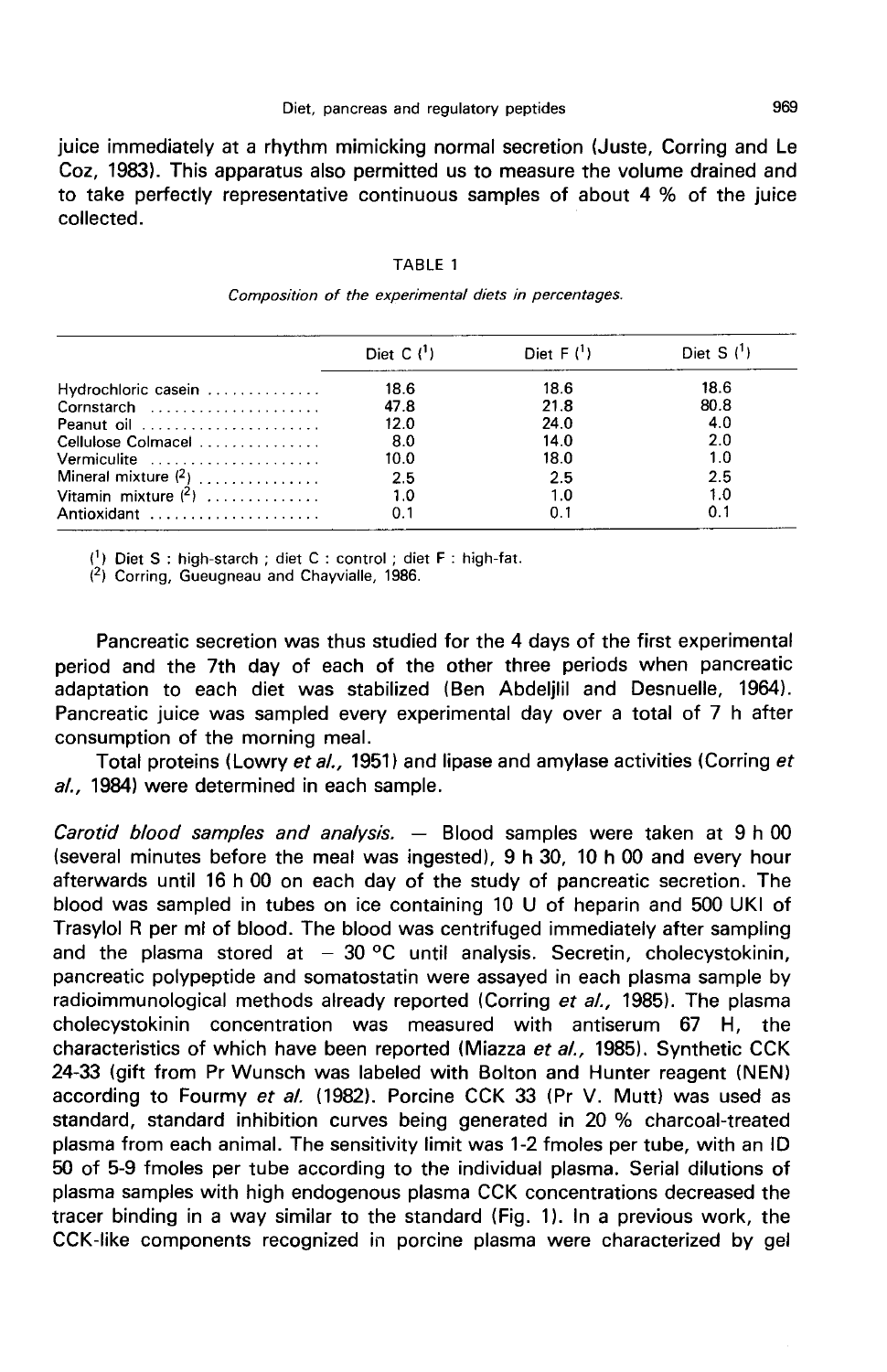juice immediately at a rhythm mimicking normal secretion (Juste, Corring and Le Coz, 1983). This apparatus also permitted us to measure the volume drained and to take perfectly representative continuous samples of about 4 % of the juice collected.

TABLE 1

*Composition of the experimental diets in percentages.*

| | Diet C (1) | Diet F (1) | Diet S (1) |
|---|---|---|---|
| Hydrochloric casein | 18.6 | 18.6 | 18.6 |
| Cornstarch | 47.8 | 21.8 | 80.8 |
| Peanut oil | 12.0 | 24.0 | 4.0 |
| Cellulose Colmacel | 8.0 | 14.0 | 2.0 |
| Vermiculite | 10.0 | 18.0 | 1.0 |
| Mineral mixture (2) | 2.5 | 2.5 | 2.5 |
| Vitamin mixture (2) | 1.0 | 1.0 | 1.0 |
| Antioxidant | 0.1 | 0.1 | 0.1 |

(1) Diet S : high-starch ; diet C : control ; diet F : high-fat.
(2) Corring, Gueugneau and Chayvialle, 1986.

Pancreatic secretion was thus studied for the 4 days of the first experimental period and the 7th day of each of the other three periods when pancreatic adaptation to each diet was stabilized (Ben Abdeljlil and Desnuelle, 1964). Pancreatic juice was sampled every experimental day over a total of 7 h after consumption of the morning meal.

Total proteins (Lowry *et al.*, 1951) and lipase and amylase activities (Corring *et al.*, 1984) were determined in each sample.

*Carotid blood samples and analysis.* — Blood samples were taken at 9 h 00 (several minutes before the meal was ingested), 9 h 30, 10 h 00 and every hour afterwards until 16 h 00 on each day of the study of pancreatic secretion. The blood was sampled in tubes on ice containing 10 U of heparin and 500 UKI of Trasylol R per ml of blood. The blood was centrifuged immediately after sampling and the plasma stored at − 30 °C until analysis. Secretin, cholecystokinin, pancreatic polypeptide and somatostatin were assayed in each plasma sample by radioimmunological methods already reported (Corring *et al.*, 1985). The plasma cholecystokinin concentration was measured with antiserum 67 H, the characteristics of which have been reported (Miazza *et al.*, 1985). Synthetic CCK 24-33 (gift from Pr Wunsch was labeled with Bolton and Hunter reagent (NEN) according to Fourmy *et al.* (1982). Porcine CCK 33 (Pr V. Mutt) was used as standard, standard inhibition curves being generated in 20 % charcoal-treated plasma from each animal. The sensitivity limit was 1-2 fmoles per tube, with an ID 50 of 5-9 fmoles per tube according to the individual plasma. Serial dilutions of plasma samples with high endogenous plasma CCK concentrations decreased the tracer binding in a way similar to the standard (Fig. 1). In a previous work, the CCK-like components recognized in porcine plasma were characterized by gel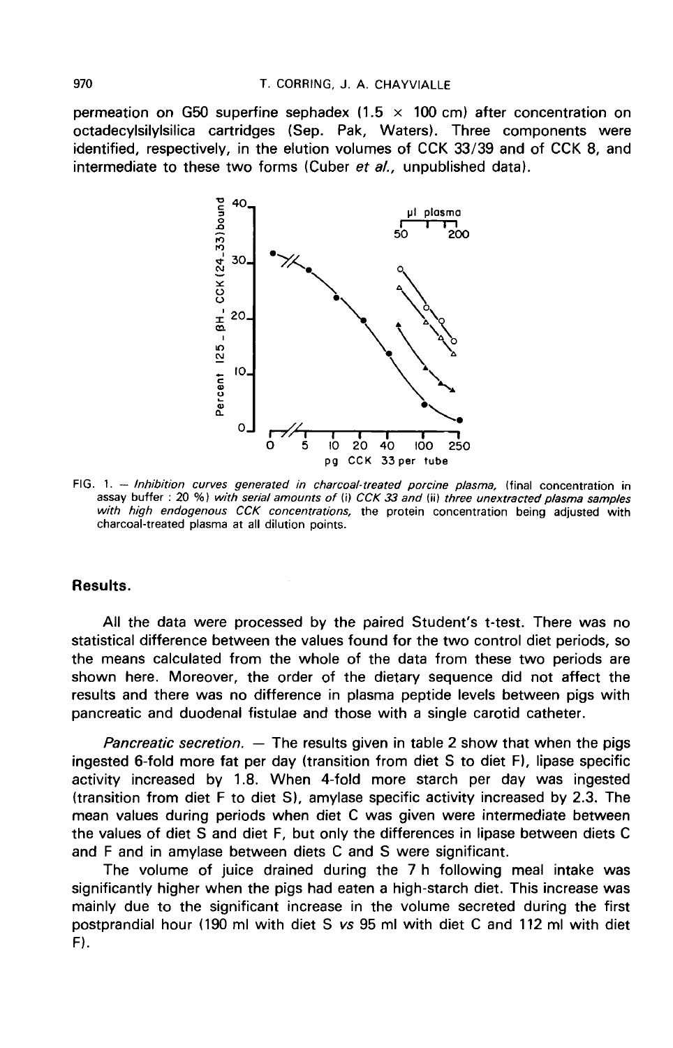permeation on G50 superfine sephadex (1.5 × 100 cm) after concentration on octadecylsilylsilica cartridges (Sep. Pak, Waters). Three components were identified, respectively, in the elution volumes of CCK 33/39 and of CCK 8, and intermediate to these two forms (Cuber *et al.*, unpublished data).

FIG. 1. — *Inhibition curves generated in charcoal-treated porcine plasma,* (final concentration in assay buffer : 20 %) *with serial amounts of* (i) *CCK 33 and* (ii) *three unextracted plasma samples with high endogenous CCK concentrations,* the protein concentration being adjusted with charcoal-treated plasma at all dilution points.

## Results.

All the data were processed by the paired Student's t-test. There was no statistical difference between the values found for the two control diet periods, so the means calculated from the whole of the data from these two periods are shown here. Moreover, the order of the dietary sequence did not affect the results and there was no difference in plasma peptide levels between pigs with pancreatic and duodenal fistulae and those with a single carotid catheter.

*Pancreatic secretion.* — The results given in table 2 show that when the pigs ingested 6-fold more fat per day (transition from diet S to diet F), lipase specific activity increased by 1.8. When 4-fold more starch per day was ingested (transition from diet F to diet S), amylase specific activity increased by 2.3. The mean values during periods when diet C was given were intermediate between the values of diet S and diet F, but only the differences in lipase between diets C and F and in amylase between diets C and S were significant.

The volume of juice drained during the 7 h following meal intake was significantly higher when the pigs had eaten a high-starch diet. This increase was mainly due to the significant increase in the volume secreted during the first postprandial hour (190 ml with diet S *vs* 95 ml with diet C and 112 ml with diet F).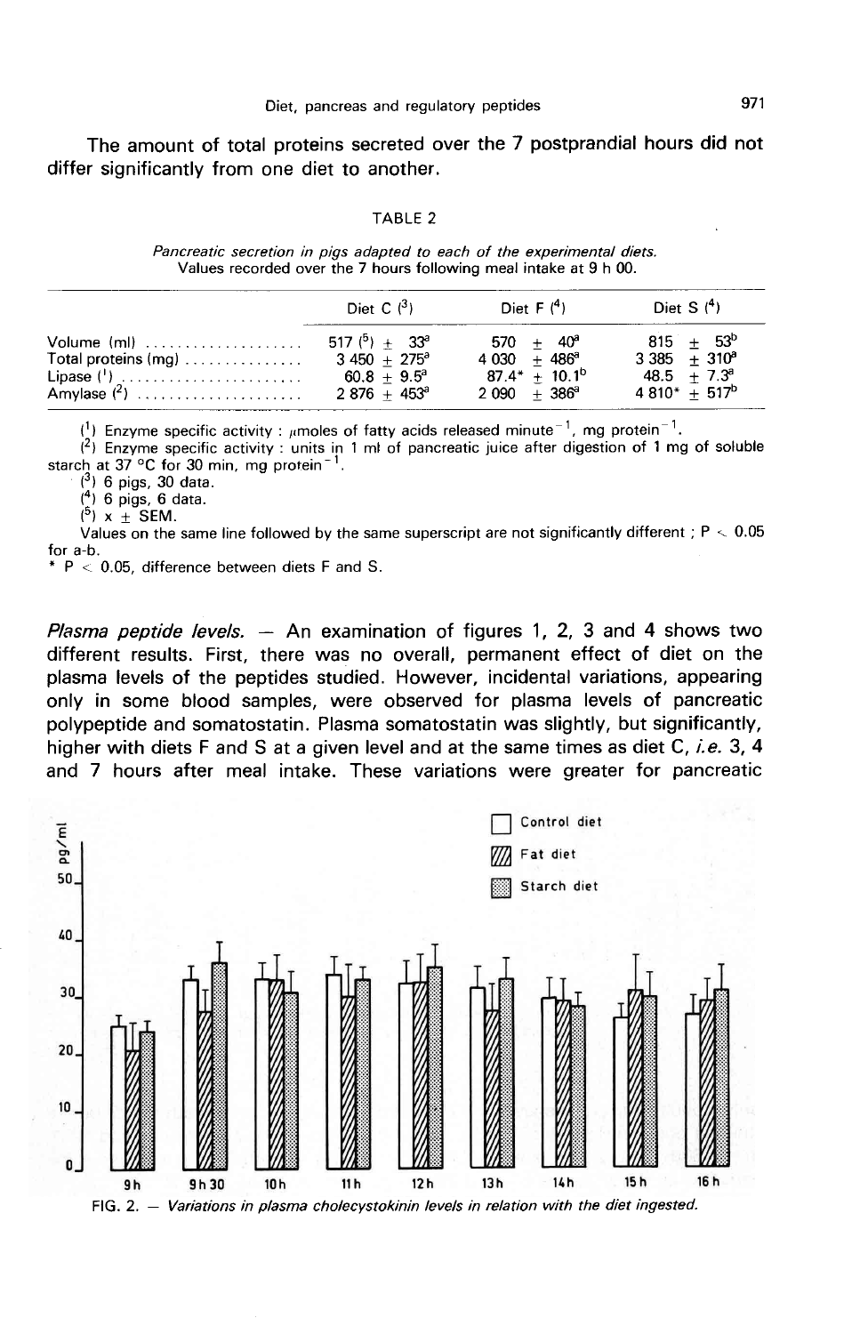The amount of total proteins secreted over the 7 postprandial hours did not differ significantly from one diet to another.

TABLE 2

*Pancreatic secretion in pigs adapted to each of the experimental diets.*
*Values recorded over the 7 hours following meal intake at 9 h 00.*

| | Diet C [3] | Diet F [4] | Diet S [4] |
|---|---|---|---|
| Volume (ml) | 517 [5] ± 33[a] | 570 ± 40[a] | 815 ± 53[b] |
| Total proteins (mg) | 3 450 ± 275[a] | 4 030 ± 486[a] | 3 385 ± 310[a] |
| Lipase [1] | 60.8 ± 9.5[a] | 87.4* ± 10.1[b] | 48.5 ± 7.3[a] |
| Amylase [2] | 2 876 ± 453[a] | 2 090 ± 386[a] | 4 810* ± 517[b] |

[1] Enzyme specific activity : μmoles of fatty acids released minute$^{-1}$, mg protein$^{-1}$.
[2] Enzyme specific activity : units in 1 ml of pancreatic juice after digestion of 1 mg of soluble starch at 37 °C for 30 min, mg protein$^{-1}$.
[3] 6 pigs, 30 data.
[4] 6 pigs, 6 data.
[5] x ± SEM.
Values on the same line followed by the same superscript are not significantly different ; $P < 0.05$ for a-b.
* $P < 0.05$, difference between diets F and S.

*Plasma peptide levels.* — An examination of figures 1, 2, 3 and 4 shows two different results. First, there was no overall, permanent effect of diet on the plasma levels of the peptides studied. However, incidental variations, appearing only in some blood samples, were observed for plasma levels of pancreatic polypeptide and somatostatin. Plasma somatostatin was slightly, but significantly, higher with diets F and S at a given level and at the same times as diet C, *i.e.* 3, 4 and 7 hours after meal intake. These variations were greater for pancreatic

FIG. 2. — *Variations in plasma cholecystokinin levels in relation with the diet ingested.*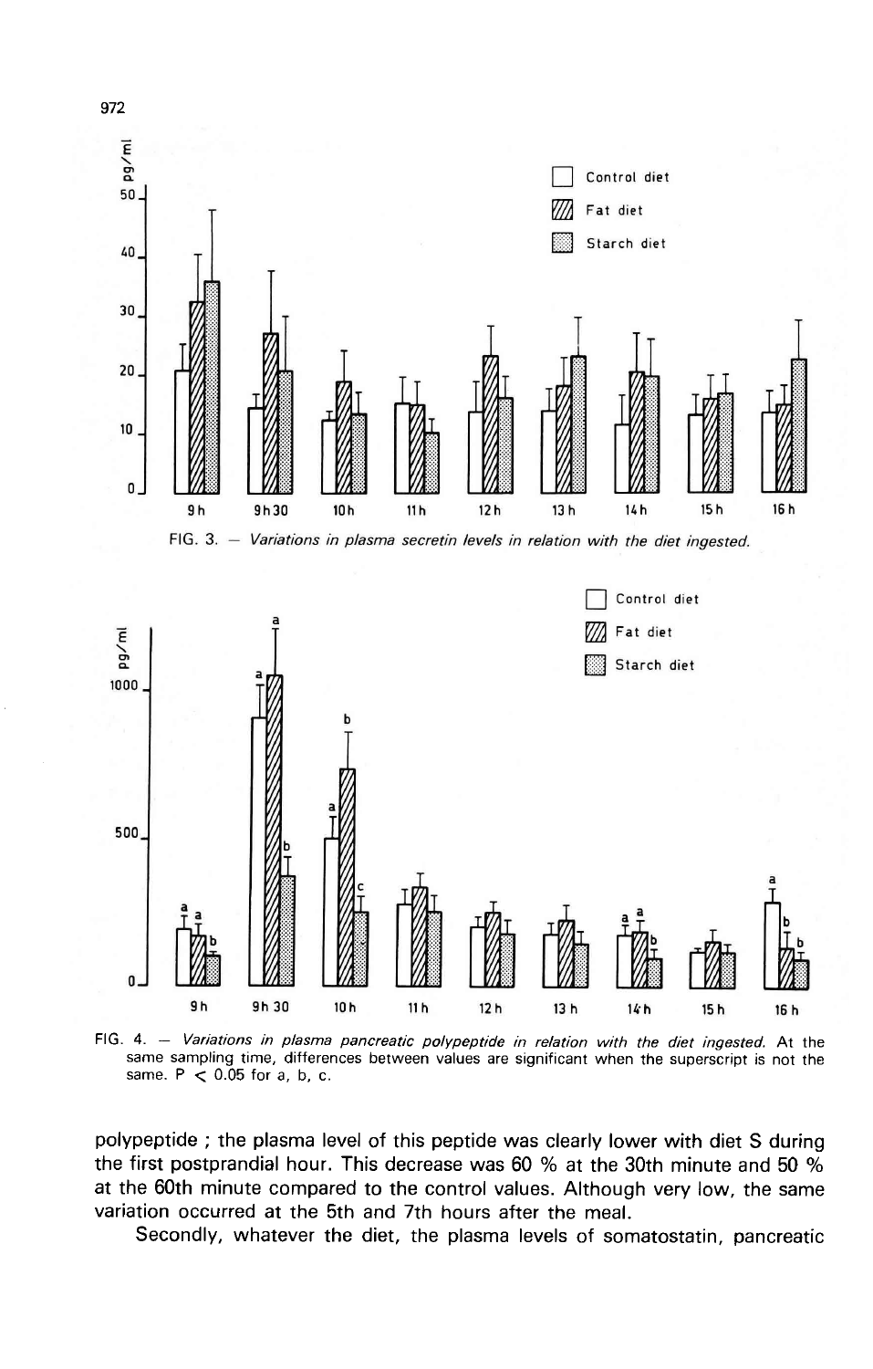FIG. 3. — *Variations in plasma secretin levels in relation with the diet ingested.*

FIG. 4. — *Variations in plasma pancreatic polypeptide in relation with the diet ingested.* At the same sampling time, differences between values are significant when the superscript is not the same. $P < 0.05$ for a, b, c.

polypeptide ; the plasma level of this peptide was clearly lower with diet S during the first postprandial hour. This decrease was 60 % at the 30th minute and 50 % at the 60th minute compared to the control values. Although very low, the same variation occurred at the 5th and 7th hours after the meal.

Secondly, whatever the diet, the plasma levels of somatostatin, pancreatic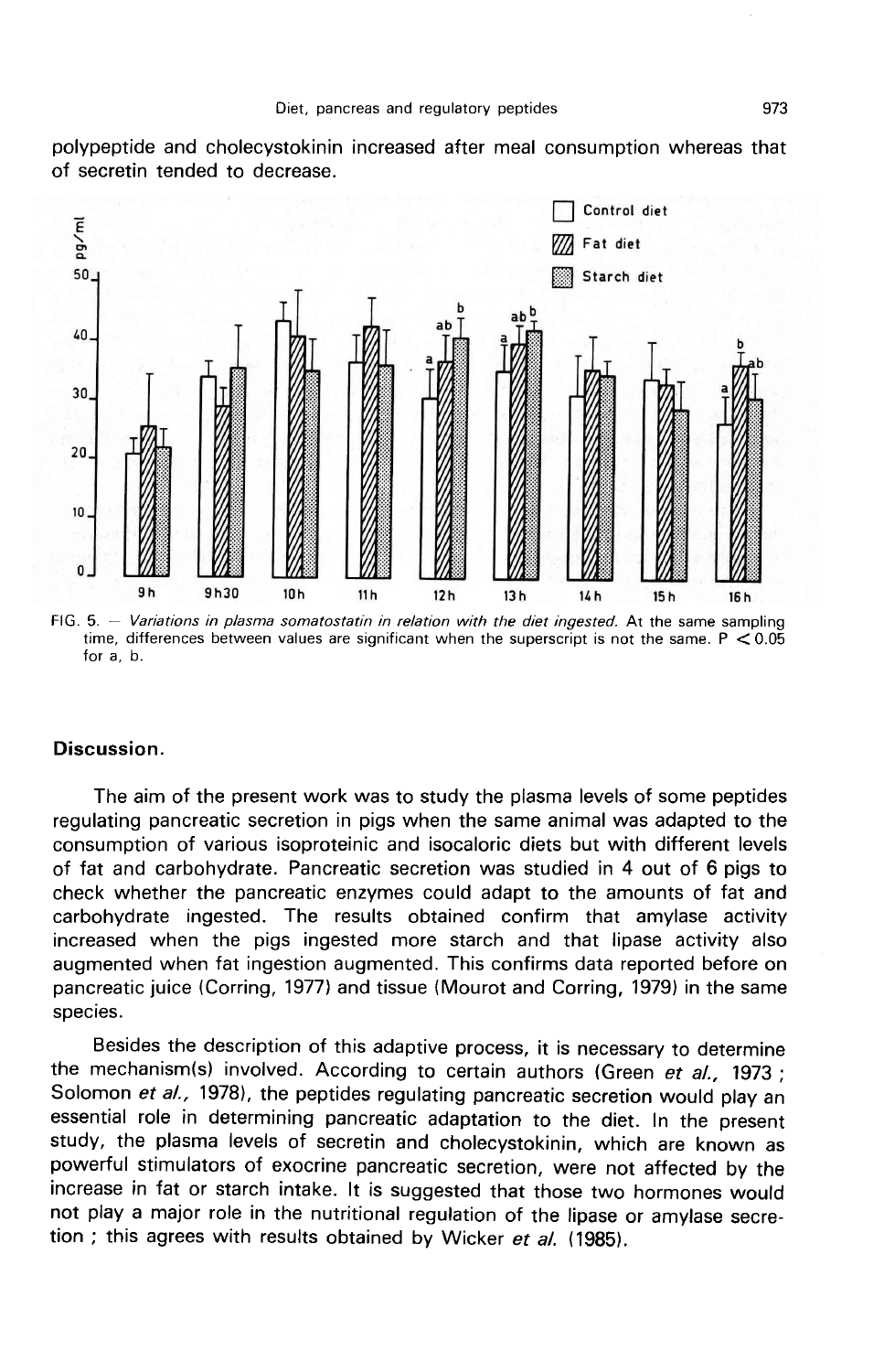polypeptide and cholecystokinin increased after meal consumption whereas that of secretin tended to decrease.

FIG. 5. — *Variations in plasma somatostatin in relation with the diet ingested.* At the same sampling time, differences between values are significant when the superscript is not the same. $P < 0.05$ for a, b.

## Discussion.

The aim of the present work was to study the plasma levels of some peptides regulating pancreatic secretion in pigs when the same animal was adapted to the consumption of various isoproteinic and isocaloric diets but with different levels of fat and carbohydrate. Pancreatic secretion was studied in 4 out of 6 pigs to check whether the pancreatic enzymes could adapt to the amounts of fat and carbohydrate ingested. The results obtained confirm that amylase activity increased when the pigs ingested more starch and that lipase activity also augmented when fat ingestion augmented. This confirms data reported before on pancreatic juice (Corring, 1977) and tissue (Mourot and Corring, 1979) in the same species.

Besides the description of this adaptive process, it is necessary to determine the mechanism(s) involved. According to certain authors (Green *et al.*, 1973 ; Solomon *et al.*, 1978), the peptides regulating pancreatic secretion would play an essential role in determining pancreatic adaptation to the diet. In the present study, the plasma levels of secretin and cholecystokinin, which are known as powerful stimulators of exocrine pancreatic secretion, were not affected by the increase in fat or starch intake. It is suggested that those two hormones would not play a major role in the nutritional regulation of the lipase or amylase secretion ; this agrees with results obtained by Wicker *et al.* (1985).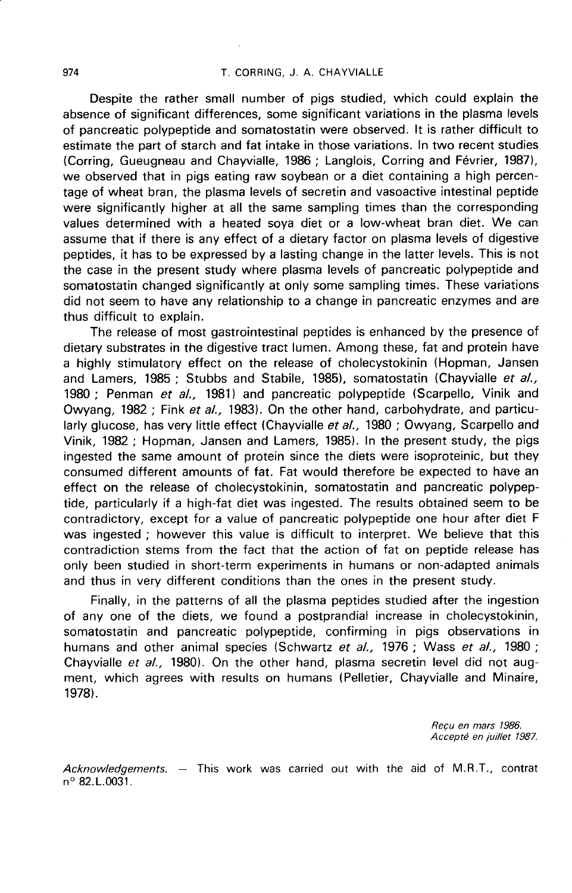Despite the rather small number of pigs studied, which could explain the absence of significant differences, some significant variations in the plasma levels of pancreatic polypeptide and somatostatin were observed. It is rather difficult to estimate the part of starch and fat intake in those variations. In two recent studies (Corring, Gueugneau and Chayvialle, 1986 ; Langlois, Corring and Février, 1987), we observed that in pigs eating raw soybean or a diet containing a high percentage of wheat bran, the plasma levels of secretin and vasoactive intestinal peptide were significantly higher at all the same sampling times than the corresponding values determined with a heated soya diet or a low-wheat bran diet. We can assume that if there is any effect of a dietary factor on plasma levels of digestive peptides, it has to be expressed by a lasting change in the latter levels. This is not the case in the present study where plasma levels of pancreatic polypeptide and somatostatin changed significantly at only some sampling times. These variations did not seem to have any relationship to a change in pancreatic enzymes and are thus difficult to explain.

The release of most gastrointestinal peptides is enhanced by the presence of dietary substrates in the digestive tract lumen. Among these, fat and protein have a highly stimulatory effect on the release of cholecystokinin (Hopman, Jansen and Lamers, 1985 ; Stubbs and Stabile, 1985), somatostatin (Chayvialle *et al.*, 1980 ; Penman *et al.*, 1981) and pancreatic polypeptide (Scarpello, Vinik and Owyang, 1982 ; Fink *et al.*, 1983). On the other hand, carbohydrate, and particularly glucose, has very little effect (Chayvialle *et al.*, 1980 ; Owyang, Scarpello and Vinik, 1982 ; Hopman, Jansen and Lamers, 1985). In the present study, the pigs ingested the same amount of protein since the diets were isoproteinic, but they consumed different amounts of fat. Fat would therefore be expected to have an effect on the release of cholecystokinin, somatostatin and pancreatic polypeptide, particularly if a high-fat diet was ingested. The results obtained seem to be contradictory, except for a value of pancreatic polypeptide one hour after diet F was ingested ; however this value is difficult to interpret. We believe that this contradiction stems from the fact that the action of fat on peptide release has only been studied in short-term experiments in humans or non-adapted animals and thus in very different conditions than the ones in the present study.

Finally, in the patterns of all the plasma peptides studied after the ingestion of any one of the diets, we found a postprandial increase in cholecystokinin, somatostatin and pancreatic polypeptide, confirming in pigs observations in humans and other animal species (Schwartz *et al.*, 1976 ; Wass *et al.*, 1980 ; Chayvialle *et al.*, 1980). On the other hand, plasma secretin level did not augment, which agrees with results on humans (Pelletier, Chayvialle and Minaire, 1978).

*Reçu en mars 1986.*
*Accepté en juillet 1987.*

*Acknowledgements.* — This work was carried out with the aid of M.R.T., contrat n° 82.L.0031.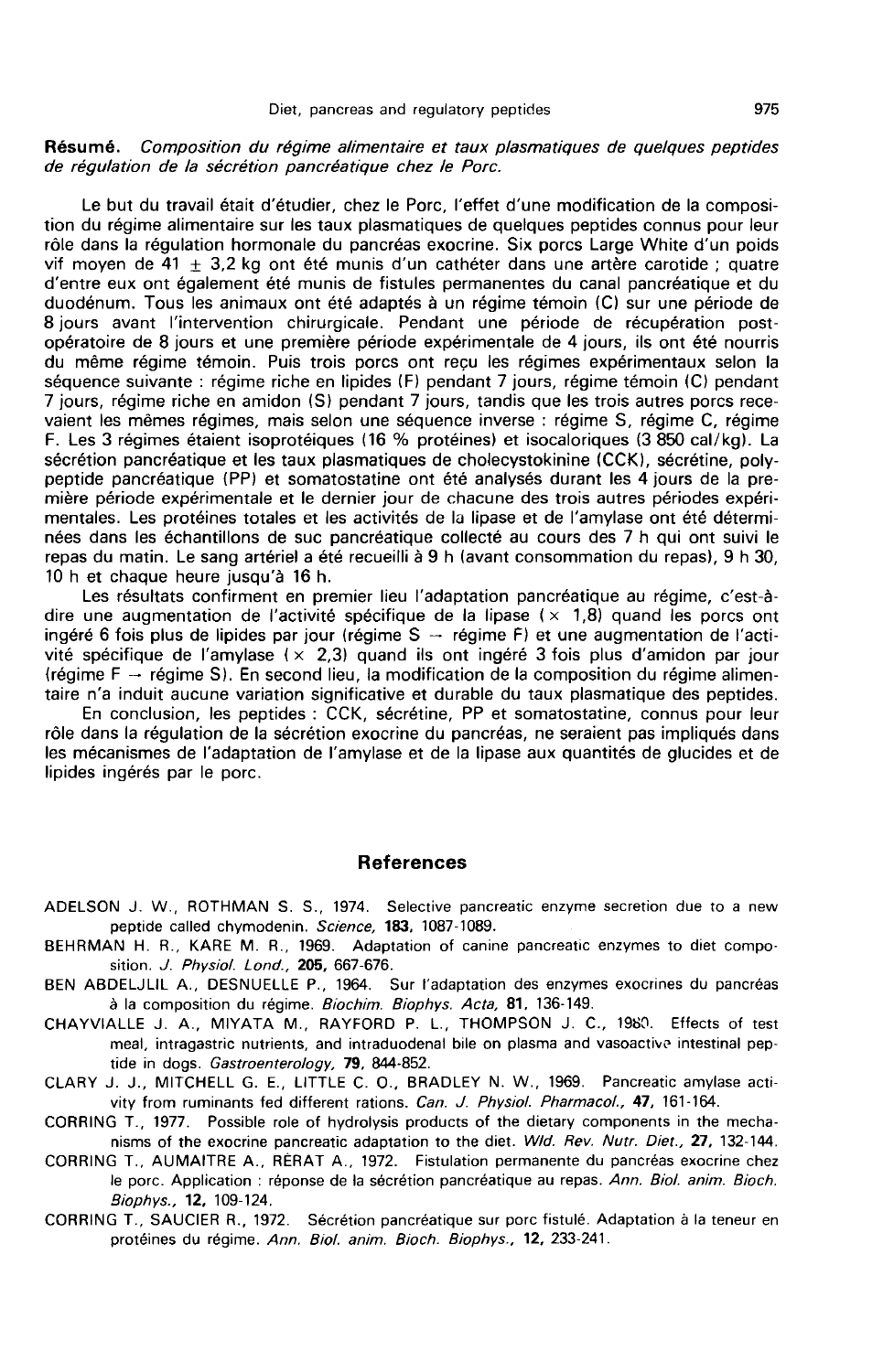**Résumé.** *Composition du régime alimentaire et taux plasmatiques de quelques peptides de régulation de la sécrétion pancréatique chez le Porc.*

Le but du travail était d'étudier, chez le Porc, l'effet d'une modification de la composition du régime alimentaire sur les taux plasmatiques de quelques peptides connus pour leur rôle dans la régulation hormonale du pancréas exocrine. Six porcs Large White d'un poids vif moyen de 41 ± 3,2 kg ont été munis d'un cathéter dans une artère carotide ; quatre d'entre eux ont également été munis de fistules permanentes du canal pancréatique et du duodénum. Tous les animaux ont été adaptés à un régime témoin (C) sur une période de 8 jours avant l'intervention chirurgicale. Pendant une période de récupération post-opératoire de 8 jours et une première période expérimentale de 4 jours, ils ont été nourris du même régime témoin. Puis trois porcs ont reçu les régimes expérimentaux selon la séquence suivante : régime riche en lipides (F) pendant 7 jours, régime témoin (C) pendant 7 jours, régime riche en amidon (S) pendant 7 jours, tandis que les trois autres porcs recevaient les mêmes régimes, mais selon une séquence inverse : régime S, régime C, régime F. Les 3 régimes étaient isoprotéiques (16 % protéines) et isocaloriques (3 850 cal/kg). La sécrétion pancréatique et les taux plasmatiques de cholecystokinine (CCK), sécrétine, polypeptide pancréatique (PP) et somatostatine ont été analysés durant les 4 jours de la première période expérimentale et le dernier jour de chacune des trois autres périodes expérimentales. Les protéines totales et les activités de la lipase et de l'amylase ont été déterminées dans les échantillons de suc pancréatique collecté au cours des 7 h qui ont suivi le repas du matin. Le sang artériel a été recueilli à 9 h (avant consommation du repas), 9 h 30, 10 h et chaque heure jusqu'à 16 h.

Les résultats confirment en premier lieu l'adaptation pancréatique au régime, c'est-à-dire une augmentation de l'activité spécifique de la lipase (× 1,8) quand les porcs ont ingéré 6 fois plus de lipides par jour (régime S → régime F) et une augmentation de l'activité spécifique de l'amylase (× 2,3) quand ils ont ingéré 3 fois plus d'amidon par jour (régime F → régime S). En second lieu, la modification de la composition du régime alimentaire n'a induit aucune variation significative et durable du taux plasmatique des peptides.

En conclusion, les peptides : CCK, sécrétine, PP et somatostatine, connus pour leur rôle dans la régulation de la sécrétion exocrine du pancréas, ne seraient pas impliqués dans les mécanismes de l'adaptation de l'amylase et de la lipase aux quantités de glucides et de lipides ingérés par le porc.

## References

ADELSON J. W., ROTHMAN S. S., 1974. Selective pancreatic enzyme secretion due to a new peptide called chymodenin. *Science,* **183,** 1087-1089.

BEHRMAN H. R., KARE M. R., 1969. Adaptation of canine pancreatic enzymes to diet composition. *J. Physiol. Lond.,* **205,** 667-676.

BEN ABDELJLIL A., DESNUELLE P., 1964. Sur l'adaptation des enzymes exocrines du pancréas à la composition du régime. *Biochim. Biophys. Acta,* **81,** 136-149.

CHAYVIALLE J. A., MIYATA M., RAYFORD P. L., THOMPSON J. C., 1980. Effects of test meal, intragastric nutrients, and intraduodenal bile on plasma and vasoactive intestinal peptide in dogs. *Gastroenterology,* **79,** 844-852.

CLARY J. J., MITCHELL G. E., LITTLE C. O., BRADLEY N. W., 1969. Pancreatic amylase activity from ruminants fed different rations. *Can. J. Physiol. Pharmacol.,* **47,** 161-164.

CORRING T., 1977. Possible role of hydrolysis products of the dietary components in the mechanisms of the exocrine pancreatic adaptation to the diet. *Wld. Rev. Nutr. Diet.,* **27,** 132-144.

CORRING T., AUMAITRE A., RÉRAT A., 1972. Fistulation permanente du pancréas exocrine chez le porc. Application : réponse de la sécrétion pancréatique au repas. *Ann. Biol. anim. Bioch. Biophys.,* **12,** 109-124.

CORRING T., SAUCIER R., 1972. Sécrétion pancréatique sur porc fistulé. Adaptation à la teneur en protéines du régime. *Ann. Biol. anim. Bioch. Biophys.,* **12,** 233-241.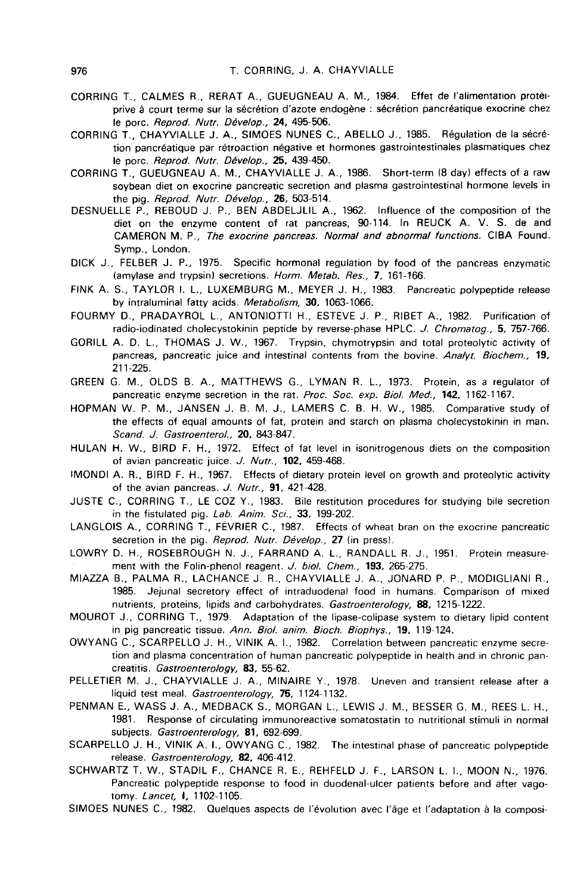CORRING T., CALMES R., RERAT A., GUEUGNEAU A. M., 1984. Effet de l'alimentation protéiprive à court terme sur la sécrétion d'azote endogène : sécrétion pancréatique exocrine chez le porc. *Reprod. Nutr. Dévelop.*, **24**, 495-506.

CORRING T., CHAYVIALLE J. A., SIMOES NUNES C., ABELLO J., 1985. Régulation de la sécrétion pancréatique par rétroaction négative et hormones gastrointestinales plasmatiques chez le porc. *Reprod. Nutr. Dévelop.*, **25**, 439-450.

CORRING T., GUEUGNEAU A. M., CHAYVIALLE J. A., 1986. Short-term (8 day) effects of a raw soybean diet on exocrine pancreatic secretion and plasma gastrointestinal hormone levels in the pig. *Reprod. Nutr. Dévelop.*, **26**, 503-514.

DESNUELLE P., REBOUD J. P., BEN ABDELJLIL A., 1962. Influence of the composition of the diet on the enzyme content of rat pancreas, 90-114. In REUCK A. V. S. de and CAMERON M. P., *The exocrine pancreas. Normal and abnormal functions.* CIBA Found. Symp., London.

DICK J., FELBER J. P., 1975. Specific hormonal regulation by food of the pancreas enzymatic (amylase and trypsin) secretions. *Horm. Metab. Res.*, **7**, 161-166.

FINK A. S., TAYLOR I. L., LUXEMBURG M., MEYER J. H., 1983. Pancreatic polypeptide release by intraluminal fatty acids. *Metabolism*, **30**, 1063-1066.

FOURMY D., PRADAYROL L., ANTONIOTTI H., ESTEVE J. P., RIBET A., 1982. Purification of radio-iodinated cholecystokinin peptide by reverse-phase HPLC. *J. Chromatog.*, **5**, 757-766.

GORILL A. D. L., THOMAS J. W., 1967. Trypsin, chymotrypsin and total proteolytic activity of pancreas, pancreatic juice and intestinal contents from the bovine. *Analyt. Biochem.*, **19**, 211-225.

GREEN G. M., OLDS B. A., MATTHEWS G., LYMAN R. L., 1973. Protein, as a regulator of pancreatic enzyme secretion in the rat. *Proc. Soc. exp. Biol. Med.*, **142**, 1162-1167.

HOPMAN W. P. M., JANSEN J. B. M. J., LAMERS C. B. H. W., 1985. Comparative study of the effects of equal amounts of fat, protein and starch on plasma cholecystokinin in man. *Scand. J. Gastroenterol.*, **20**, 843-847.

HULAN H. W., BIRD F. H., 1972. Effect of fat level in isonitrogenous diets on the composition of avian pancreatic juice. *J. Nutr.*, **102**, 459-468.

IMONDI A. R., BIRD F. H., 1967. Effects of dietary protein level on growth and proteolytic activity of the avian pancreas. *J. Nutr.*, **91**, 421-428.

JUSTE C., CORRING T., LE COZ Y., 1983. Bile restitution procedures for studying bile secretion in the fistulated pig. *Lab. Anim. Sci.*, **33**, 199-202.

LANGLOIS A., CORRING T., FÉVRIER C., 1987. Effects of wheat bran on the exocrine pancreatic secretion in the pig. *Reprod. Nutr. Dévelop.*, **27** (in press).

LOWRY D. H., ROSEBROUGH N. J., FARRAND A. L., RANDALL R. J., 1951. Protein measurement with the Folin-phenol reagent. *J. biol. Chem.*, **193**, 265-275.

MIAZZA B., PALMA R., LACHANCE J. R., CHAYVIALLE J. A., JONARD P. P., MODIGLIANI R., 1985. Jejunal secretory effect of intraduodenal food in humans. Comparison of mixed nutrients, proteins, lipids and carbohydrates. *Gastroenterology*, **88**, 1215-1222.

MOUROT J., CORRING T., 1979. Adaptation of the lipase-colipase system to dietary lipid content in pig pancreatic tissue. *Ann. Biol. anim. Bioch. Biophys.*, **19**, 119-124.

OWYANG C., SCARPELLO J. H., VINIK A. I., 1982. Correlation between pancreatic enzyme secretion and plasma concentration of human pancreatic polypeptide in health and in chronic pancreatitis. *Gastroenterology*, **83**, 55-62.

PELLETIER M. J., CHAYVIALLE J. A., MINAIRE Y., 1978. Uneven and transient release after a liquid test meal. *Gastroenterology*, **75**, 1124-1132.

PENMAN E., WASS J. A., MEDBACK S., MORGAN L., LEWIS J. M., BESSER G. M., REES L. H., 1981. Response of circulating immunoreactive somatostatin to nutritional stimuli in normal subjects. *Gastroenterology*, **81**, 692-699.

SCARPELLO J. H., VINIK A. I., OWYANG C., 1982. The intestinal phase of pancreatic polypeptide release. *Gastroenterology*, **82**, 406-412.

SCHWARTZ T. W., STADIL F., CHANCE R. E., REHFELD J. F., LARSON L. I., MOON N., 1976. Pancreatic polypeptide response to food in duodenal-ulcer patients before and after vagotomy. *Lancet*, **I**, 1102-1105.

SIMOES NUNES C., 1982. Quelques aspects de l'évolution avec l'âge et l'adaptation à la composi-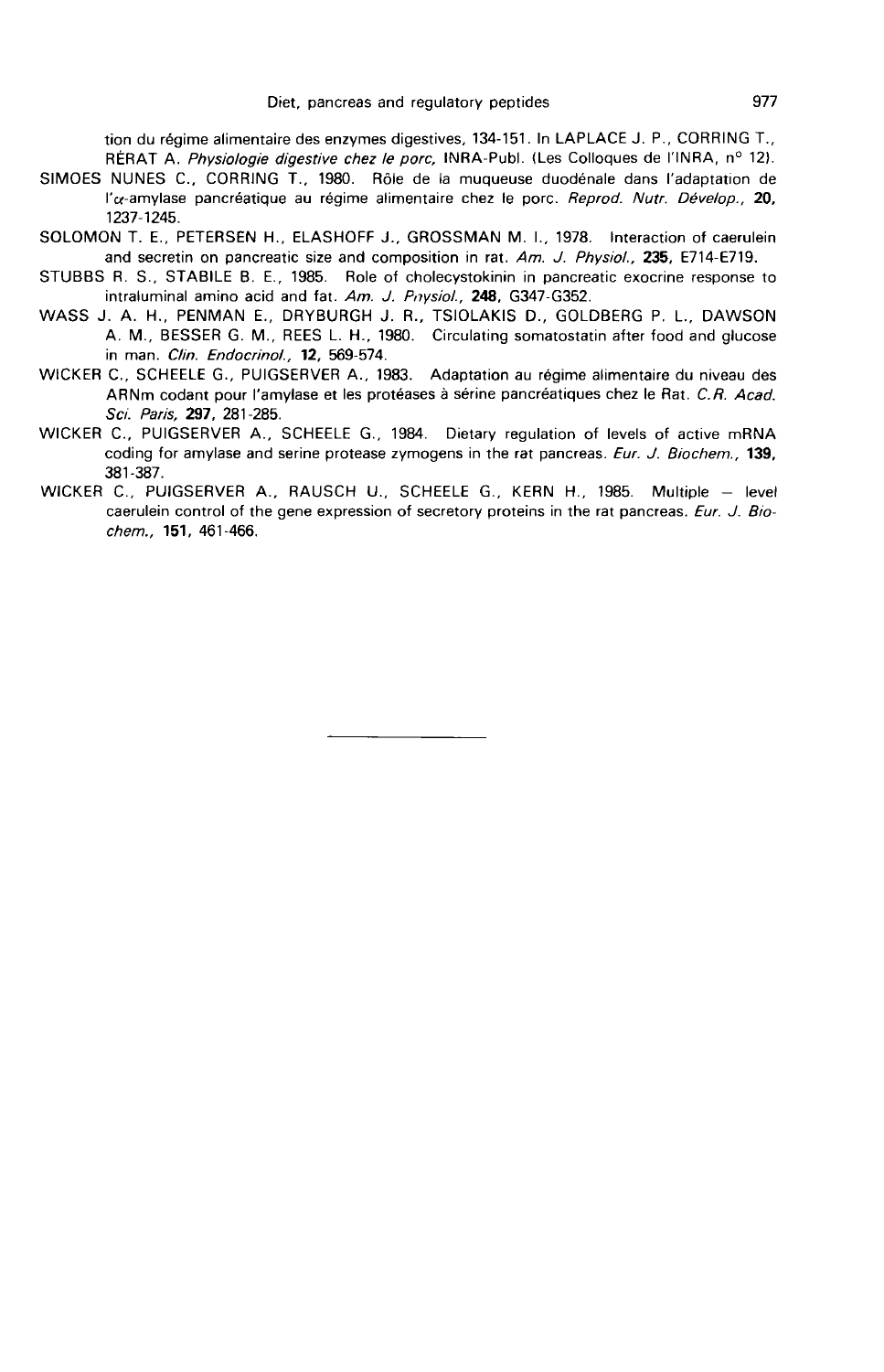tion du régime alimentaire des enzymes digestives, 134-151. In LAPLACE J. P., CORRING T., RÉRAT A. *Physiologie digestive chez le porc,* INRA-Publ. (Les Colloques de l'INRA, n° 12).

SIMOES NUNES C., CORRING T., 1980. Rôle de la muqueuse duodénale dans l'adaptation de l'$\alpha$-amylase pancréatique au régime alimentaire chez le porc. *Reprod. Nutr. Dévelop.,* **20,** 1237-1245.

SOLOMON T. E., PETERSEN H., ELASHOFF J., GROSSMAN M. I., 1978. Interaction of caerulein and secretin on pancreatic size and composition in rat. *Am. J. Physiol.,* **235,** E714-E719.

STUBBS R. S., STABILE B. E., 1985. Role of cholecystokinin in pancreatic exocrine response to intraluminal amino acid and fat. *Am. J. Physiol.,* **248,** G347-G352.

WASS J. A. H., PENMAN E., DRYBURGH J. R., TSIOLAKIS D., GOLDBERG P. L., DAWSON A. M., BESSER G. M., REES L. H., 1980. Circulating somatostatin after food and glucose in man. *Clin. Endocrinol.,* **12,** 569-574.

WICKER C., SCHEELE G., PUIGSERVER A., 1983. Adaptation au régime alimentaire du niveau des ARNm codant pour l'amylase et les protéases à sérine pancréatiques chez le Rat. *C.R. Acad. Sci. Paris,* **297,** 281-285.

WICKER C., PUIGSERVER A., SCHEELE G., 1984. Dietary regulation of levels of active mRNA coding for amylase and serine protease zymogens in the rat pancreas. *Eur. J. Biochem.,* **139,** 381-387.

WICKER C., PUIGSERVER A., RAUSCH U., SCHEELE G., KERN H., 1985. Multiple — level caerulein control of the gene expression of secretory proteins in the rat pancreas. *Eur. J. Biochem.,* **151,** 461-466.